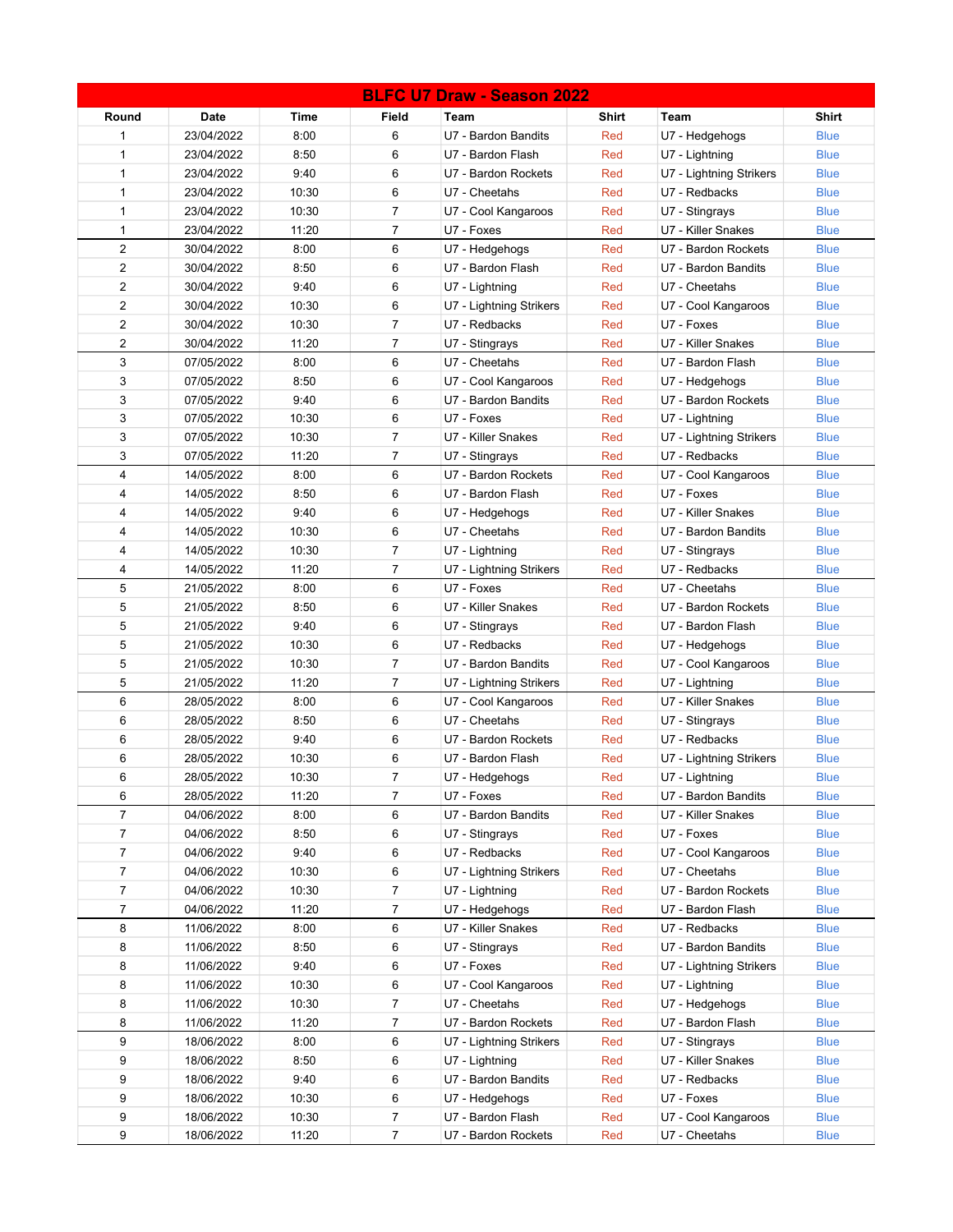# BLFC U7 Draw - Season 2022

| Round | Date | Time | Field | Team | Shirt | Team | Shirt |
|---|---|---|---|---|---|---|---|
| 1 | 23/04/2022 | 8:00 | 6 | U7 - Bardon Bandits | Red | U7 - Hedgehogs | Blue |
| 1 | 23/04/2022 | 8:50 | 6 | U7 - Bardon Flash | Red | U7 - Lightning | Blue |
| 1 | 23/04/2022 | 9:40 | 6 | U7 - Bardon Rockets | Red | U7 - Lightning Strikers | Blue |
| 1 | 23/04/2022 | 10:30 | 6 | U7 - Cheetahs | Red | U7 - Redbacks | Blue |
| 1 | 23/04/2022 | 10:30 | 7 | U7 - Cool Kangaroos | Red | U7 - Stingrays | Blue |
| 1 | 23/04/2022 | 11:20 | 7 | U7 - Foxes | Red | U7 - Killer Snakes | Blue |
| 2 | 30/04/2022 | 8:00 | 6 | U7 - Hedgehogs | Red | U7 - Bardon Rockets | Blue |
| 2 | 30/04/2022 | 8:50 | 6 | U7 - Bardon Flash | Red | U7 - Bardon Bandits | Blue |
| 2 | 30/04/2022 | 9:40 | 6 | U7 - Lightning | Red | U7 - Cheetahs | Blue |
| 2 | 30/04/2022 | 10:30 | 6 | U7 - Lightning Strikers | Red | U7 - Cool Kangaroos | Blue |
| 2 | 30/04/2022 | 10:30 | 7 | U7 - Redbacks | Red | U7 - Foxes | Blue |
| 2 | 30/04/2022 | 11:20 | 7 | U7 - Stingrays | Red | U7 - Killer Snakes | Blue |
| 3 | 07/05/2022 | 8:00 | 6 | U7 - Cheetahs | Red | U7 - Bardon Flash | Blue |
| 3 | 07/05/2022 | 8:50 | 6 | U7 - Cool Kangaroos | Red | U7 - Hedgehogs | Blue |
| 3 | 07/05/2022 | 9:40 | 6 | U7 - Bardon Bandits | Red | U7 - Bardon Rockets | Blue |
| 3 | 07/05/2022 | 10:30 | 6 | U7 - Foxes | Red | U7 - Lightning | Blue |
| 3 | 07/05/2022 | 10:30 | 7 | U7 - Killer Snakes | Red | U7 - Lightning Strikers | Blue |
| 3 | 07/05/2022 | 11:20 | 7 | U7 - Stingrays | Red | U7 - Redbacks | Blue |
| 4 | 14/05/2022 | 8:00 | 6 | U7 - Bardon Rockets | Red | U7 - Cool Kangaroos | Blue |
| 4 | 14/05/2022 | 8:50 | 6 | U7 - Bardon Flash | Red | U7 - Foxes | Blue |
| 4 | 14/05/2022 | 9:40 | 6 | U7 - Hedgehogs | Red | U7 - Killer Snakes | Blue |
| 4 | 14/05/2022 | 10:30 | 6 | U7 - Cheetahs | Red | U7 - Bardon Bandits | Blue |
| 4 | 14/05/2022 | 10:30 | 7 | U7 - Lightning | Red | U7 - Stingrays | Blue |
| 4 | 14/05/2022 | 11:20 | 7 | U7 - Lightning Strikers | Red | U7 - Redbacks | Blue |
| 5 | 21/05/2022 | 8:00 | 6 | U7 - Foxes | Red | U7 - Cheetahs | Blue |
| 5 | 21/05/2022 | 8:50 | 6 | U7 - Killer Snakes | Red | U7 - Bardon Rockets | Blue |
| 5 | 21/05/2022 | 9:40 | 6 | U7 - Stingrays | Red | U7 - Bardon Flash | Blue |
| 5 | 21/05/2022 | 10:30 | 6 | U7 - Redbacks | Red | U7 - Hedgehogs | Blue |
| 5 | 21/05/2022 | 10:30 | 7 | U7 - Bardon Bandits | Red | U7 - Cool Kangaroos | Blue |
| 5 | 21/05/2022 | 11:20 | 7 | U7 - Lightning Strikers | Red | U7 - Lightning | Blue |
| 6 | 28/05/2022 | 8:00 | 6 | U7 - Cool Kangaroos | Red | U7 - Killer Snakes | Blue |
| 6 | 28/05/2022 | 8:50 | 6 | U7 - Cheetahs | Red | U7 - Stingrays | Blue |
| 6 | 28/05/2022 | 9:40 | 6 | U7 - Bardon Rockets | Red | U7 - Redbacks | Blue |
| 6 | 28/05/2022 | 10:30 | 6 | U7 - Bardon Flash | Red | U7 - Lightning Strikers | Blue |
| 6 | 28/05/2022 | 10:30 | 7 | U7 - Hedgehogs | Red | U7 - Lightning | Blue |
| 6 | 28/05/2022 | 11:20 | 7 | U7 - Foxes | Red | U7 - Bardon Bandits | Blue |
| 7 | 04/06/2022 | 8:00 | 6 | U7 - Bardon Bandits | Red | U7 - Killer Snakes | Blue |
| 7 | 04/06/2022 | 8:50 | 6 | U7 - Stingrays | Red | U7 - Foxes | Blue |
| 7 | 04/06/2022 | 9:40 | 6 | U7 - Redbacks | Red | U7 - Cool Kangaroos | Blue |
| 7 | 04/06/2022 | 10:30 | 6 | U7 - Lightning Strikers | Red | U7 - Cheetahs | Blue |
| 7 | 04/06/2022 | 10:30 | 7 | U7 - Lightning | Red | U7 - Bardon Rockets | Blue |
| 7 | 04/06/2022 | 11:20 | 7 | U7 - Hedgehogs | Red | U7 - Bardon Flash | Blue |
| 8 | 11/06/2022 | 8:00 | 6 | U7 - Killer Snakes | Red | U7 - Redbacks | Blue |
| 8 | 11/06/2022 | 8:50 | 6 | U7 - Stingrays | Red | U7 - Bardon Bandits | Blue |
| 8 | 11/06/2022 | 9:40 | 6 | U7 - Foxes | Red | U7 - Lightning Strikers | Blue |
| 8 | 11/06/2022 | 10:30 | 6 | U7 - Cool Kangaroos | Red | U7 - Lightning | Blue |
| 8 | 11/06/2022 | 10:30 | 7 | U7 - Cheetahs | Red | U7 - Hedgehogs | Blue |
| 8 | 11/06/2022 | 11:20 | 7 | U7 - Bardon Rockets | Red | U7 - Bardon Flash | Blue |
| 9 | 18/06/2022 | 8:00 | 6 | U7 - Lightning Strikers | Red | U7 - Stingrays | Blue |
| 9 | 18/06/2022 | 8:50 | 6 | U7 - Lightning | Red | U7 - Killer Snakes | Blue |
| 9 | 18/06/2022 | 9:40 | 6 | U7 - Bardon Bandits | Red | U7 - Redbacks | Blue |
| 9 | 18/06/2022 | 10:30 | 6 | U7 - Hedgehogs | Red | U7 - Foxes | Blue |
| 9 | 18/06/2022 | 10:30 | 7 | U7 - Bardon Flash | Red | U7 - Cool Kangaroos | Blue |
| 9 | 18/06/2022 | 11:20 | 7 | U7 - Bardon Rockets | Red | U7 - Cheetahs | Blue |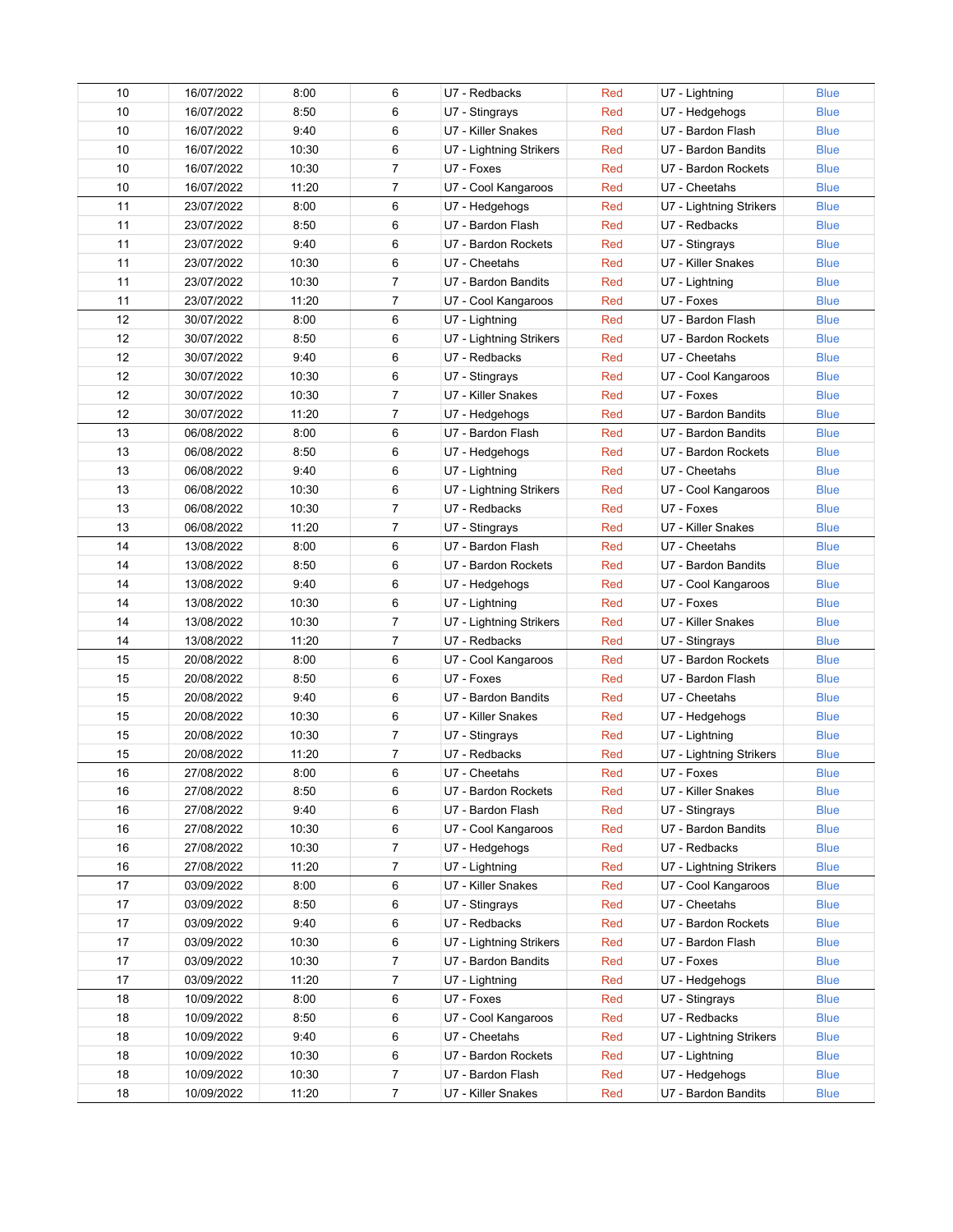| | | | | | | | |
|---|---|---|---|---|---|---|---|
| 10 | 16/07/2022 | 8:00 | 6 | U7 - Redbacks | Red | U7 - Lightning | Blue |
| 10 | 16/07/2022 | 8:50 | 6 | U7 - Stingrays | Red | U7 - Hedgehogs | Blue |
| 10 | 16/07/2022 | 9:40 | 6 | U7 - Killer Snakes | Red | U7 - Bardon Flash | Blue |
| 10 | 16/07/2022 | 10:30 | 6 | U7 - Lightning Strikers | Red | U7 - Bardon Bandits | Blue |
| 10 | 16/07/2022 | 10:30 | 7 | U7 - Foxes | Red | U7 - Bardon Rockets | Blue |
| 10 | 16/07/2022 | 11:20 | 7 | U7 - Cool Kangaroos | Red | U7 - Cheetahs | Blue |
| 11 | 23/07/2022 | 8:00 | 6 | U7 - Hedgehogs | Red | U7 - Lightning Strikers | Blue |
| 11 | 23/07/2022 | 8:50 | 6 | U7 - Bardon Flash | Red | U7 - Redbacks | Blue |
| 11 | 23/07/2022 | 9:40 | 6 | U7 - Bardon Rockets | Red | U7 - Stingrays | Blue |
| 11 | 23/07/2022 | 10:30 | 6 | U7 - Cheetahs | Red | U7 - Killer Snakes | Blue |
| 11 | 23/07/2022 | 10:30 | 7 | U7 - Bardon Bandits | Red | U7 - Lightning | Blue |
| 11 | 23/07/2022 | 11:20 | 7 | U7 - Cool Kangaroos | Red | U7 - Foxes | Blue |
| 12 | 30/07/2022 | 8:00 | 6 | U7 - Lightning | Red | U7 - Bardon Flash | Blue |
| 12 | 30/07/2022 | 8:50 | 6 | U7 - Lightning Strikers | Red | U7 - Bardon Rockets | Blue |
| 12 | 30/07/2022 | 9:40 | 6 | U7 - Redbacks | Red | U7 - Cheetahs | Blue |
| 12 | 30/07/2022 | 10:30 | 6 | U7 - Stingrays | Red | U7 - Cool Kangaroos | Blue |
| 12 | 30/07/2022 | 10:30 | 7 | U7 - Killer Snakes | Red | U7 - Foxes | Blue |
| 12 | 30/07/2022 | 11:20 | 7 | U7 - Hedgehogs | Red | U7 - Bardon Bandits | Blue |
| 13 | 06/08/2022 | 8:00 | 6 | U7 - Bardon Flash | Red | U7 - Bardon Bandits | Blue |
| 13 | 06/08/2022 | 8:50 | 6 | U7 - Hedgehogs | Red | U7 - Bardon Rockets | Blue |
| 13 | 06/08/2022 | 9:40 | 6 | U7 - Lightning | Red | U7 - Cheetahs | Blue |
| 13 | 06/08/2022 | 10:30 | 6 | U7 - Lightning Strikers | Red | U7 - Cool Kangaroos | Blue |
| 13 | 06/08/2022 | 10:30 | 7 | U7 - Redbacks | Red | U7 - Foxes | Blue |
| 13 | 06/08/2022 | 11:20 | 7 | U7 - Stingrays | Red | U7 - Killer Snakes | Blue |
| 14 | 13/08/2022 | 8:00 | 6 | U7 - Bardon Flash | Red | U7 - Cheetahs | Blue |
| 14 | 13/08/2022 | 8:50 | 6 | U7 - Bardon Rockets | Red | U7 - Bardon Bandits | Blue |
| 14 | 13/08/2022 | 9:40 | 6 | U7 - Hedgehogs | Red | U7 - Cool Kangaroos | Blue |
| 14 | 13/08/2022 | 10:30 | 6 | U7 - Lightning | Red | U7 - Foxes | Blue |
| 14 | 13/08/2022 | 10:30 | 7 | U7 - Lightning Strikers | Red | U7 - Killer Snakes | Blue |
| 14 | 13/08/2022 | 11:20 | 7 | U7 - Redbacks | Red | U7 - Stingrays | Blue |
| 15 | 20/08/2022 | 8:00 | 6 | U7 - Cool Kangaroos | Red | U7 - Bardon Rockets | Blue |
| 15 | 20/08/2022 | 8:50 | 6 | U7 - Foxes | Red | U7 - Bardon Flash | Blue |
| 15 | 20/08/2022 | 9:40 | 6 | U7 - Bardon Bandits | Red | U7 - Cheetahs | Blue |
| 15 | 20/08/2022 | 10:30 | 6 | U7 - Killer Snakes | Red | U7 - Hedgehogs | Blue |
| 15 | 20/08/2022 | 10:30 | 7 | U7 - Stingrays | Red | U7 - Lightning | Blue |
| 15 | 20/08/2022 | 11:20 | 7 | U7 - Redbacks | Red | U7 - Lightning Strikers | Blue |
| 16 | 27/08/2022 | 8:00 | 6 | U7 - Cheetahs | Red | U7 - Foxes | Blue |
| 16 | 27/08/2022 | 8:50 | 6 | U7 - Bardon Rockets | Red | U7 - Killer Snakes | Blue |
| 16 | 27/08/2022 | 9:40 | 6 | U7 - Bardon Flash | Red | U7 - Stingrays | Blue |
| 16 | 27/08/2022 | 10:30 | 6 | U7 - Cool Kangaroos | Red | U7 - Bardon Bandits | Blue |
| 16 | 27/08/2022 | 10:30 | 7 | U7 - Hedgehogs | Red | U7 - Redbacks | Blue |
| 16 | 27/08/2022 | 11:20 | 7 | U7 - Lightning | Red | U7 - Lightning Strikers | Blue |
| 17 | 03/09/2022 | 8:00 | 6 | U7 - Killer Snakes | Red | U7 - Cool Kangaroos | Blue |
| 17 | 03/09/2022 | 8:50 | 6 | U7 - Stingrays | Red | U7 - Cheetahs | Blue |
| 17 | 03/09/2022 | 9:40 | 6 | U7 - Redbacks | Red | U7 - Bardon Rockets | Blue |
| 17 | 03/09/2022 | 10:30 | 6 | U7 - Lightning Strikers | Red | U7 - Bardon Flash | Blue |
| 17 | 03/09/2022 | 10:30 | 7 | U7 - Bardon Bandits | Red | U7 - Foxes | Blue |
| 17 | 03/09/2022 | 11:20 | 7 | U7 - Lightning | Red | U7 - Hedgehogs | Blue |
| 18 | 10/09/2022 | 8:00 | 6 | U7 - Foxes | Red | U7 - Stingrays | Blue |
| 18 | 10/09/2022 | 8:50 | 6 | U7 - Cool Kangaroos | Red | U7 - Redbacks | Blue |
| 18 | 10/09/2022 | 9:40 | 6 | U7 - Cheetahs | Red | U7 - Lightning Strikers | Blue |
| 18 | 10/09/2022 | 10:30 | 6 | U7 - Bardon Rockets | Red | U7 - Lightning | Blue |
| 18 | 10/09/2022 | 10:30 | 7 | U7 - Bardon Flash | Red | U7 - Hedgehogs | Blue |
| 18 | 10/09/2022 | 11:20 | 7 | U7 - Killer Snakes | Red | U7 - Bardon Bandits | Blue |